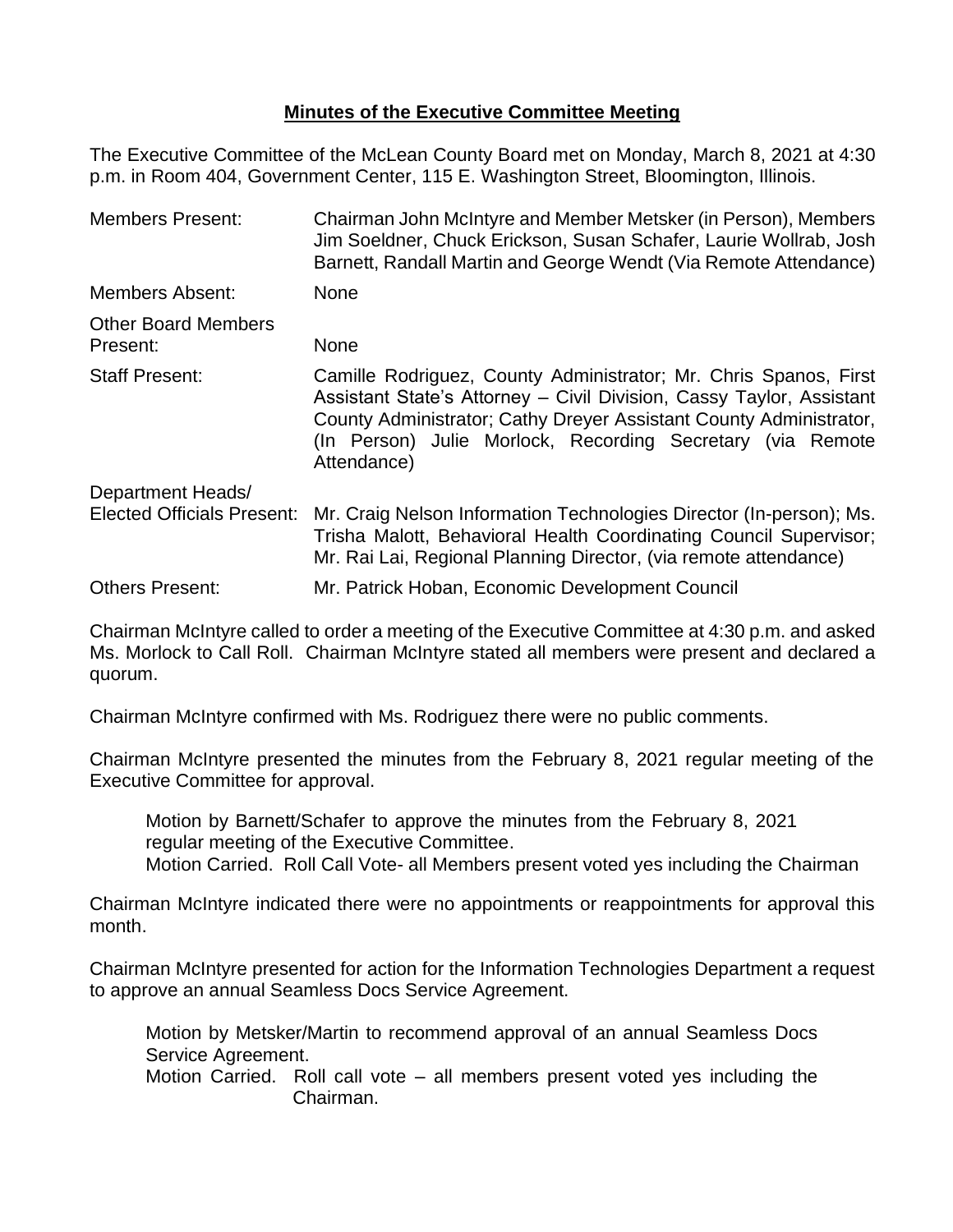# **Minutes of the Executive Committee Meeting**

The Executive Committee of the McLean County Board met on Monday, March 8, 2021 at 4:30 p.m. in Room 404, Government Center, 115 E. Washington Street, Bloomington, Illinois.

| | |
|---|---|
| Members Present: | Chairman John McIntyre and Member Metsker (in Person), Members Jim Soeldner, Chuck Erickson, Susan Schafer, Laurie Wollrab, Josh Barnett, Randall Martin and George Wendt (Via Remote Attendance) |
| Members Absent: | None |
| Other Board Members Present: | None |
| Staff Present: | Camille Rodriguez, County Administrator; Mr. Chris Spanos, First Assistant State's Attorney – Civil Division, Cassy Taylor, Assistant County Administrator; Cathy Dreyer Assistant County Administrator, (In Person) Julie Morlock, Recording Secretary (via Remote Attendance) |
| Department Heads/ Elected Officials Present: | Mr. Craig Nelson Information Technologies Director (In-person); Ms. Trisha Malott, Behavioral Health Coordinating Council Supervisor; Mr. Rai Lai, Regional Planning Director, (via remote attendance) |
| Others Present: | Mr. Patrick Hoban, Economic Development Council |

Chairman McIntyre called to order a meeting of the Executive Committee at 4:30 p.m. and asked Ms. Morlock to Call Roll. Chairman McIntyre stated all members were present and declared a quorum.

Chairman McIntyre confirmed with Ms. Rodriguez there were no public comments.

Chairman McIntyre presented the minutes from the February 8, 2021 regular meeting of the Executive Committee for approval.

> Motion by Barnett/Schafer to approve the minutes from the February 8, 2021 regular meeting of the Executive Committee.
> Motion Carried. Roll Call Vote- all Members present voted yes including the Chairman

Chairman McIntyre indicated there were no appointments or reappointments for approval this month.

Chairman McIntyre presented for action for the Information Technologies Department a request to approve an annual Seamless Docs Service Agreement.

> Motion by Metsker/Martin to recommend approval of an annual Seamless Docs Service Agreement.
> Motion Carried. Roll call vote – all members present voted yes including the Chairman.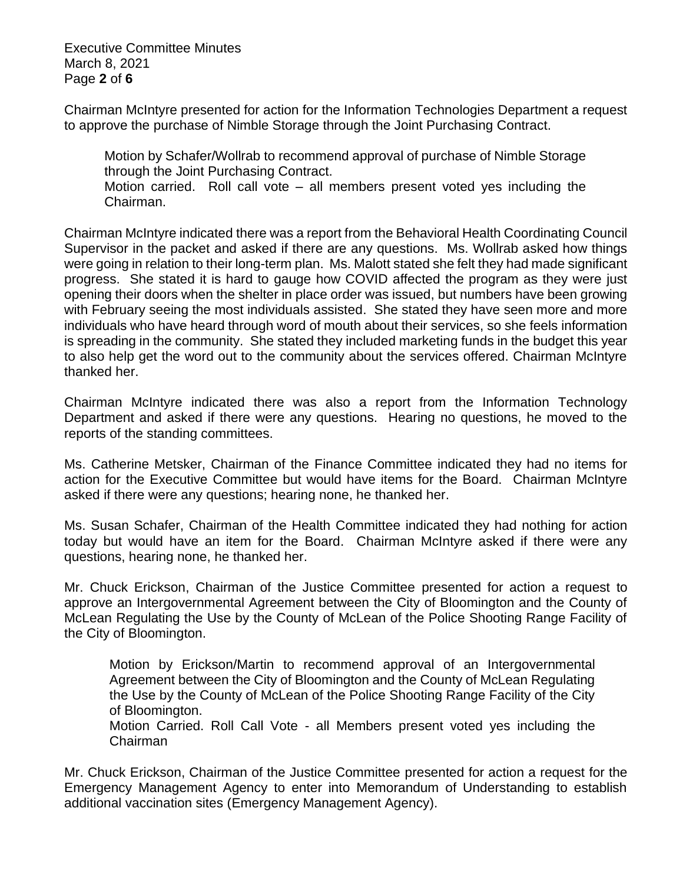Chairman McIntyre presented for action for the Information Technologies Department a request to approve the purchase of Nimble Storage through the Joint Purchasing Contract.

> Motion by Schafer/Wollrab to recommend approval of purchase of Nimble Storage through the Joint Purchasing Contract.
> Motion carried. Roll call vote – all members present voted yes including the Chairman.

Chairman McIntyre indicated there was a report from the Behavioral Health Coordinating Council Supervisor in the packet and asked if there are any questions. Ms. Wollrab asked how things were going in relation to their long-term plan. Ms. Malott stated she felt they had made significant progress. She stated it is hard to gauge how COVID affected the program as they were just opening their doors when the shelter in place order was issued, but numbers have been growing with February seeing the most individuals assisted. She stated they have seen more and more individuals who have heard through word of mouth about their services, so she feels information is spreading in the community. She stated they included marketing funds in the budget this year to also help get the word out to the community about the services offered. Chairman McIntyre thanked her.

Chairman McIntyre indicated there was also a report from the Information Technology Department and asked if there were any questions. Hearing no questions, he moved to the reports of the standing committees.

Ms. Catherine Metsker, Chairman of the Finance Committee indicated they had no items for action for the Executive Committee but would have items for the Board. Chairman McIntyre asked if there were any questions; hearing none, he thanked her.

Ms. Susan Schafer, Chairman of the Health Committee indicated they had nothing for action today but would have an item for the Board. Chairman McIntyre asked if there were any questions, hearing none, he thanked her.

Mr. Chuck Erickson, Chairman of the Justice Committee presented for action a request to approve an Intergovernmental Agreement between the City of Bloomington and the County of McLean Regulating the Use by the County of McLean of the Police Shooting Range Facility of the City of Bloomington.

> Motion by Erickson/Martin to recommend approval of an Intergovernmental Agreement between the City of Bloomington and the County of McLean Regulating the Use by the County of McLean of the Police Shooting Range Facility of the City of Bloomington.
> Motion Carried. Roll Call Vote - all Members present voted yes including the Chairman

Mr. Chuck Erickson, Chairman of the Justice Committee presented for action a request for the Emergency Management Agency to enter into Memorandum of Understanding to establish additional vaccination sites (Emergency Management Agency).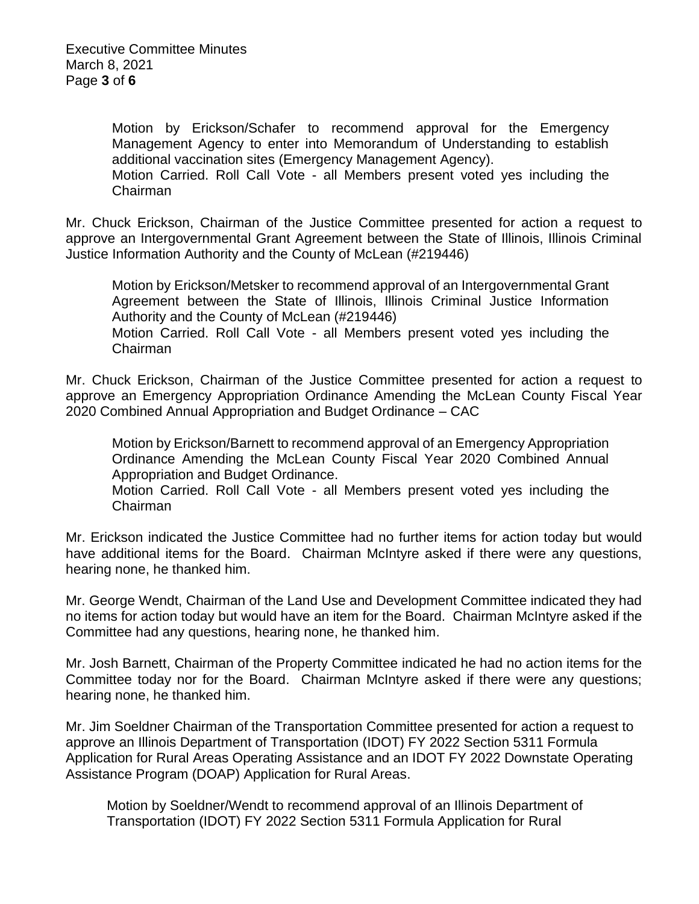Motion by Erickson/Schafer to recommend approval for the Emergency Management Agency to enter into Memorandum of Understanding to establish additional vaccination sites (Emergency Management Agency).
Motion Carried. Roll Call Vote - all Members present voted yes including the Chairman

Mr. Chuck Erickson, Chairman of the Justice Committee presented for action a request to approve an Intergovernmental Grant Agreement between the State of Illinois, Illinois Criminal Justice Information Authority and the County of McLean (#219446)

Motion by Erickson/Metsker to recommend approval of an Intergovernmental Grant Agreement between the State of Illinois, Illinois Criminal Justice Information Authority and the County of McLean (#219446)
Motion Carried. Roll Call Vote - all Members present voted yes including the Chairman

Mr. Chuck Erickson, Chairman of the Justice Committee presented for action a request to approve an Emergency Appropriation Ordinance Amending the McLean County Fiscal Year 2020 Combined Annual Appropriation and Budget Ordinance – CAC

Motion by Erickson/Barnett to recommend approval of an Emergency Appropriation Ordinance Amending the McLean County Fiscal Year 2020 Combined Annual Appropriation and Budget Ordinance.
Motion Carried. Roll Call Vote - all Members present voted yes including the Chairman

Mr. Erickson indicated the Justice Committee had no further items for action today but would have additional items for the Board. Chairman McIntyre asked if there were any questions, hearing none, he thanked him.

Mr. George Wendt, Chairman of the Land Use and Development Committee indicated they had no items for action today but would have an item for the Board. Chairman McIntyre asked if the Committee had any questions, hearing none, he thanked him.

Mr. Josh Barnett, Chairman of the Property Committee indicated he had no action items for the Committee today nor for the Board. Chairman McIntyre asked if there were any questions; hearing none, he thanked him.

Mr. Jim Soeldner Chairman of the Transportation Committee presented for action a request to approve an Illinois Department of Transportation (IDOT) FY 2022 Section 5311 Formula Application for Rural Areas Operating Assistance and an IDOT FY 2022 Downstate Operating Assistance Program (DOAP) Application for Rural Areas.

Motion by Soeldner/Wendt to recommend approval of an Illinois Department of Transportation (IDOT) FY 2022 Section 5311 Formula Application for Rural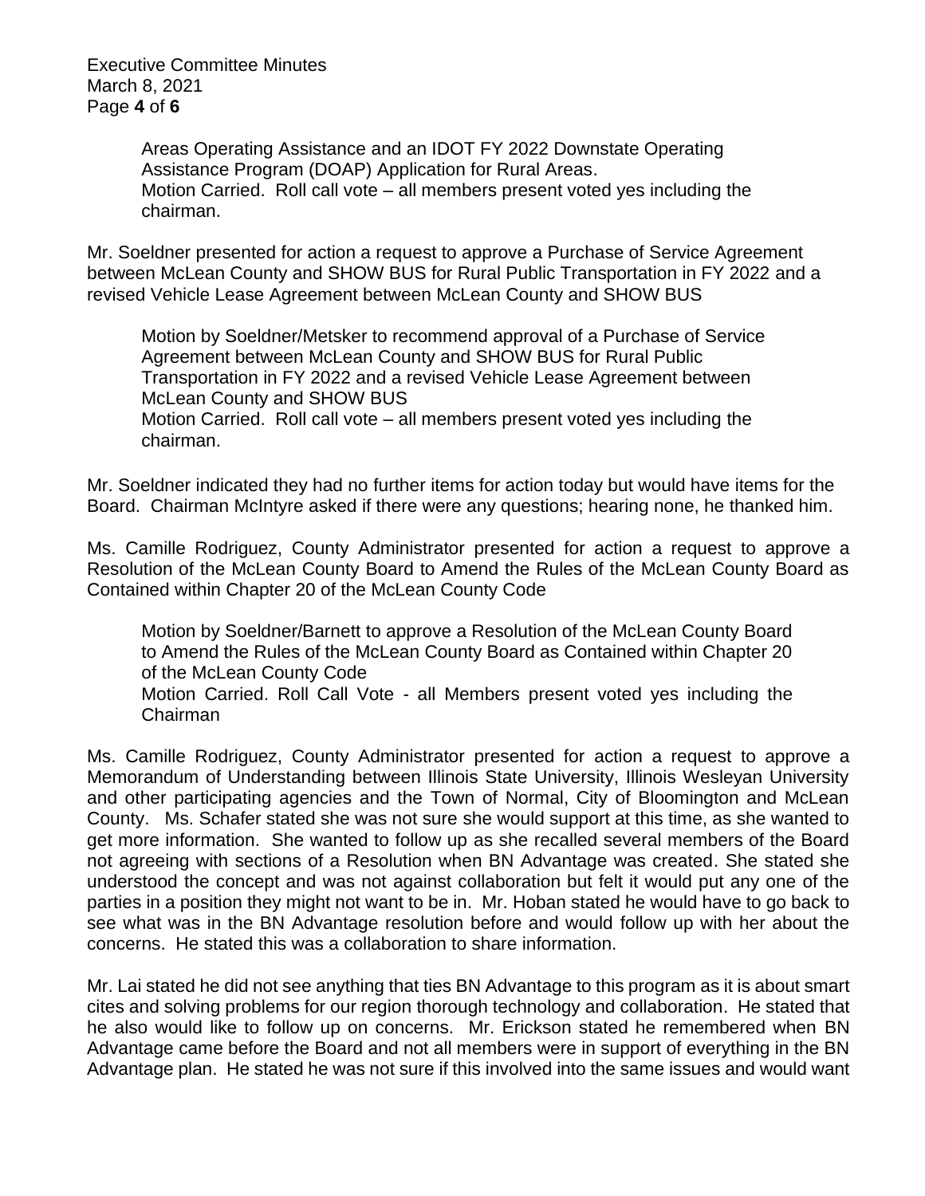Areas Operating Assistance and an IDOT FY 2022 Downstate Operating Assistance Program (DOAP) Application for Rural Areas.
Motion Carried. Roll call vote – all members present voted yes including the chairman.

Mr. Soeldner presented for action a request to approve a Purchase of Service Agreement between McLean County and SHOW BUS for Rural Public Transportation in FY 2022 and a revised Vehicle Lease Agreement between McLean County and SHOW BUS

> Motion by Soeldner/Metsker to recommend approval of a Purchase of Service Agreement between McLean County and SHOW BUS for Rural Public Transportation in FY 2022 and a revised Vehicle Lease Agreement between McLean County and SHOW BUS
> Motion Carried. Roll call vote – all members present voted yes including the chairman.

Mr. Soeldner indicated they had no further items for action today but would have items for the Board. Chairman McIntyre asked if there were any questions; hearing none, he thanked him.

Ms. Camille Rodriguez, County Administrator presented for action a request to approve a Resolution of the McLean County Board to Amend the Rules of the McLean County Board as Contained within Chapter 20 of the McLean County Code

> Motion by Soeldner/Barnett to approve a Resolution of the McLean County Board to Amend the Rules of the McLean County Board as Contained within Chapter 20 of the McLean County Code
> Motion Carried. Roll Call Vote - all Members present voted yes including the Chairman

Ms. Camille Rodriguez, County Administrator presented for action a request to approve a Memorandum of Understanding between Illinois State University, Illinois Wesleyan University and other participating agencies and the Town of Normal, City of Bloomington and McLean County. Ms. Schafer stated she was not sure she would support at this time, as she wanted to get more information. She wanted to follow up as she recalled several members of the Board not agreeing with sections of a Resolution when BN Advantage was created. She stated she understood the concept and was not against collaboration but felt it would put any one of the parties in a position they might not want to be in. Mr. Hoban stated he would have to go back to see what was in the BN Advantage resolution before and would follow up with her about the concerns. He stated this was a collaboration to share information.

Mr. Lai stated he did not see anything that ties BN Advantage to this program as it is about smart cites and solving problems for our region thorough technology and collaboration. He stated that he also would like to follow up on concerns. Mr. Erickson stated he remembered when BN Advantage came before the Board and not all members were in support of everything in the BN Advantage plan. He stated he was not sure if this involved into the same issues and would want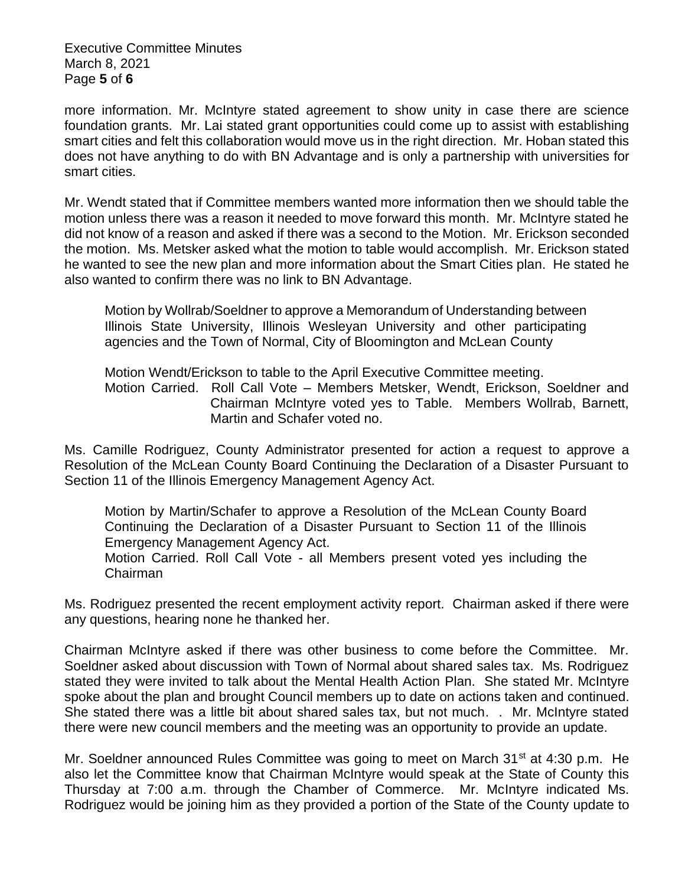more information. Mr. McIntyre stated agreement to show unity in case there are science foundation grants. Mr. Lai stated grant opportunities could come up to assist with establishing smart cities and felt this collaboration would move us in the right direction. Mr. Hoban stated this does not have anything to do with BN Advantage and is only a partnership with universities for smart cities.

Mr. Wendt stated that if Committee members wanted more information then we should table the motion unless there was a reason it needed to move forward this month. Mr. McIntyre stated he did not know of a reason and asked if there was a second to the Motion. Mr. Erickson seconded the motion. Ms. Metsker asked what the motion to table would accomplish. Mr. Erickson stated he wanted to see the new plan and more information about the Smart Cities plan. He stated he also wanted to confirm there was no link to BN Advantage.

> Motion by Wollrab/Soeldner to approve a Memorandum of Understanding between Illinois State University, Illinois Wesleyan University and other participating agencies and the Town of Normal, City of Bloomington and McLean County
>
> Motion Wendt/Erickson to table to the April Executive Committee meeting.
> Motion Carried. Roll Call Vote – Members Metsker, Wendt, Erickson, Soeldner and Chairman McIntyre voted yes to Table. Members Wollrab, Barnett, Martin and Schafer voted no.

Ms. Camille Rodriguez, County Administrator presented for action a request to approve a Resolution of the McLean County Board Continuing the Declaration of a Disaster Pursuant to Section 11 of the Illinois Emergency Management Agency Act.

> Motion by Martin/Schafer to approve a Resolution of the McLean County Board Continuing the Declaration of a Disaster Pursuant to Section 11 of the Illinois Emergency Management Agency Act.
> Motion Carried. Roll Call Vote - all Members present voted yes including the Chairman

Ms. Rodriguez presented the recent employment activity report. Chairman asked if there were any questions, hearing none he thanked her.

Chairman McIntyre asked if there was other business to come before the Committee. Mr. Soeldner asked about discussion with Town of Normal about shared sales tax. Ms. Rodriguez stated they were invited to talk about the Mental Health Action Plan. She stated Mr. McIntyre spoke about the plan and brought Council members up to date on actions taken and continued. She stated there was a little bit about shared sales tax, but not much. . Mr. McIntyre stated there were new council members and the meeting was an opportunity to provide an update.

Mr. Soeldner announced Rules Committee was going to meet on March 31st at 4:30 p.m. He also let the Committee know that Chairman McIntyre would speak at the State of County this Thursday at 7:00 a.m. through the Chamber of Commerce. Mr. McIntyre indicated Ms. Rodriguez would be joining him as they provided a portion of the State of the County update to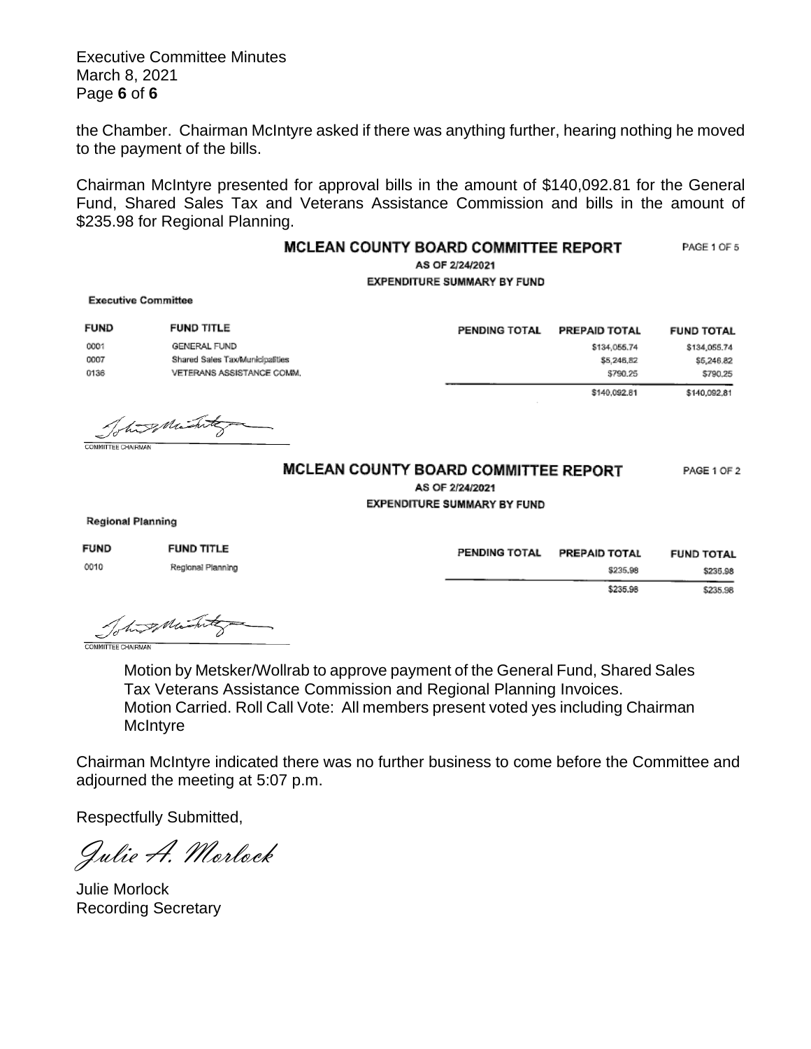the Chamber. Chairman McIntyre asked if there was anything further, hearing nothing he moved to the payment of the bills.

Chairman McIntyre presented for approval bills in the amount of $140,092.81 for the General Fund, Shared Sales Tax and Veterans Assistance Commission and bills in the amount of $235.98 for Regional Planning.

**MCLEAN COUNTY BOARD COMMITTEE REPORT** PAGE 1 OF 5

AS OF 2/24/2021

EXPENDITURE SUMMARY BY FUND

**Executive Committee**

| FUND | FUND TITLE | PENDING TOTAL | PREPAID TOTAL | FUND TOTAL |
|---|---|---|---|---|
| 0001 | GENERAL FUND | | $134,055.74 | $134,055.74 |
| 0007 | Shared Sales Tax/Municipalities | | $5,246.82 | $5,246.82 |
| 0136 | VETERANS ASSISTANCE COMM. | | $790.25 | $790.25 |
| | | | $140,092.81 | $140,092.81 |

COMMITTEE CHAIRMAN

**MCLEAN COUNTY BOARD COMMITTEE REPORT** PAGE 1 OF 2

AS OF 2/24/2021

EXPENDITURE SUMMARY BY FUND

**Regional Planning**

| FUND | FUND TITLE | PENDING TOTAL | PREPAID TOTAL | FUND TOTAL |
|---|---|---|---|---|
| 0010 | Regional Planning | | $235.98 | $235.98 |
| | | | $235.98 | $235.98 |

COMMITTEE CHAIRMAN

Motion by Metsker/Wollrab to approve payment of the General Fund, Shared Sales Tax Veterans Assistance Commission and Regional Planning Invoices.
Motion Carried. Roll Call Vote: All members present voted yes including Chairman McIntyre

Chairman McIntyre indicated there was no further business to come before the Committee and adjourned the meeting at 5:07 p.m.

Respectfully Submitted,

*Julie A. Morlock*

Julie Morlock
Recording Secretary